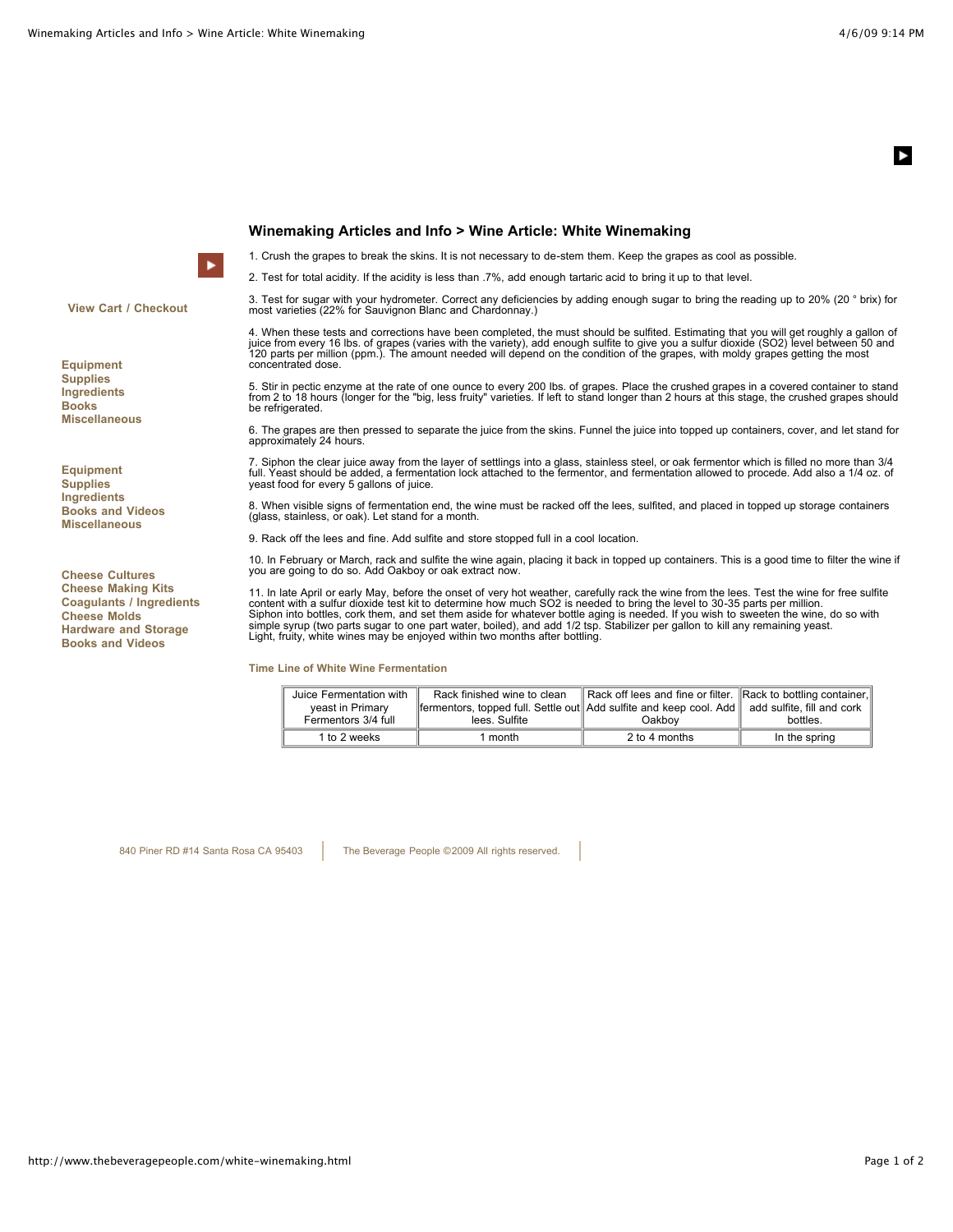View Cart / Checkout

Equipment
Supplies
Ingredients
Books
Miscellaneous

Equipment
Supplies
Ingredients
Books and Videos
Miscellaneous

Cheese Cultures
Cheese Making Kits
Coagulants / Ingredients
Cheese Molds
Hardware and Storage
Books and Videos

## Winemaking Articles and Info > Wine Article: White Winemaking

1. Crush the grapes to break the skins. It is not necessary to de-stem them. Keep the grapes as cool as possible.

2. Test for total acidity. If the acidity is less than .7%, add enough tartaric acid to bring it up to that level.

3. Test for sugar with your hydrometer. Correct any deficiencies by adding enough sugar to bring the reading up to 20% (20 ° brix) for most varieties (22% for Sauvignon Blanc and Chardonnay.)

4. When these tests and corrections have been completed, the must should be sulfited. Estimating that you will get roughly a gallon of juice from every 16 lbs. of grapes (varies with the variety), add enough sulfite to give you a sulfur dioxide ($SO_2$) level between 50 and 120 parts per million (ppm.). The amount needed will depend on the condition of the grapes, with moldy grapes getting the most concentrated dose.

5. Stir in pectic enzyme at the rate of one ounce to every 200 lbs. of grapes. Place the crushed grapes in a covered container to stand from 2 to 18 hours (longer for the "big, less fruity" varieties. If left to stand longer than 2 hours at this stage, the crushed grapes should be refrigerated.

6. The grapes are then pressed to separate the juice from the skins. Funnel the juice into topped up containers, cover, and let stand for approximately 24 hours.

7. Siphon the clear juice away from the layer of settlings into a glass, stainless steel, or oak fermentor which is filled no more than 3/4 full. Yeast should be added, a fermentation lock attached to the fermentor, and fermentation allowed to procede. Add also a 1/4 oz. of yeast food for every 5 gallons of juice.

8. When visible signs of fermentation end, the wine must be racked off the lees, sulfited, and placed in topped up storage containers (glass, stainless, or oak). Let stand for a month.

9. Rack off the lees and fine. Add sulfite and store stopped full in a cool location.

10. In February or March, rack and sulfite the wine again, placing it back in topped up containers. This is a good time to filter the wine if you are going to do so. Add Oakboy or oak extract now.

11. In late April or early May, before the onset of very hot weather, carefully rack the wine from the lees. Test the wine for free sulfite content with a sulfur dioxide test kit to determine how much $SO_2$ is needed to bring the level to 30-35 parts per million.
Siphon into bottles, cork them, and set them aside for whatever bottle aging is needed. If you wish to sweeten the wine, do so with simple syrup (two parts sugar to one part water, boiled), and add 1/2 tsp. Stabilizer per gallon to kill any remaining yeast.
Light, fruity, white wines may be enjoyed within two months after bottling.

### Time Line of White Wine Fermentation

| Juice Fermentation with yeast in Primary Fermentors 3/4 full | Rack finished wine to clean fermentors, topped full. Settle out lees. Sulfite | Rack off lees and fine or filter. Add sulfite and keep cool. Add Oakboy | Rack to bottling container, add sulfite, fill and cork bottles. |
|---|---|---|---|
| 1 to 2 weeks | 1 month | 2 to 4 months | In the spring |

840 Piner RD #14 Santa Rosa CA 95403 | The Beverage People ©2009 All rights reserved.